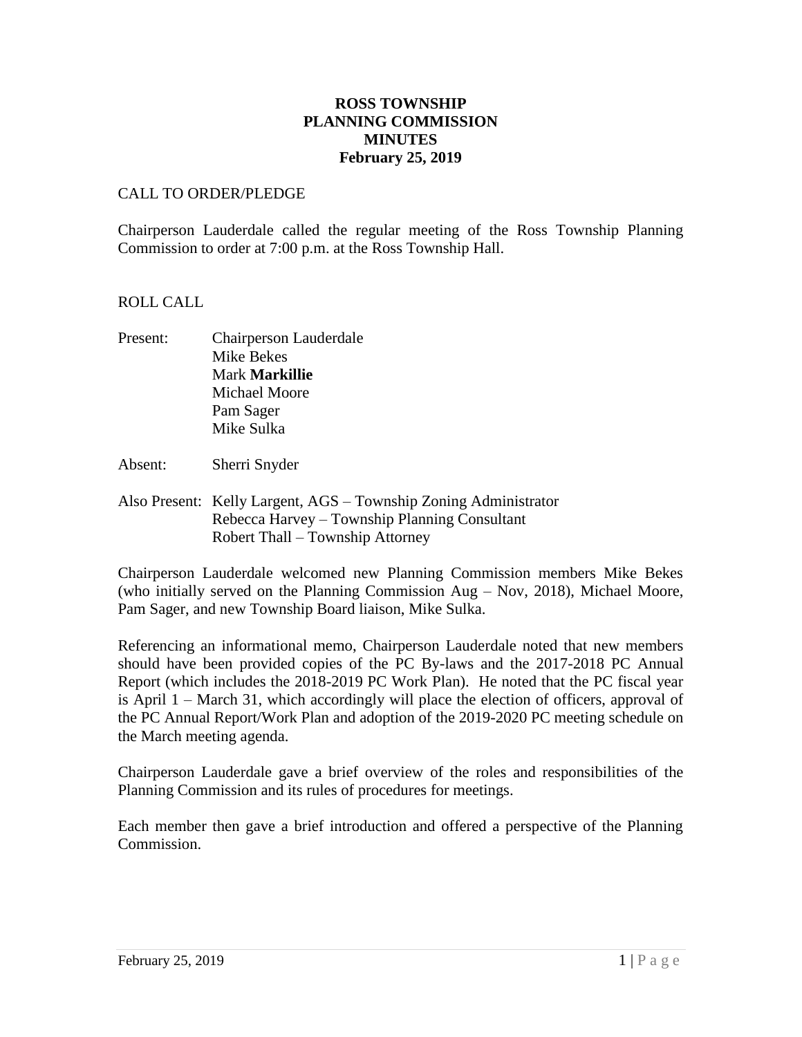# ROSS TOWNSHIP PLANNING COMMISSION MINUTES

## February 25, 2019

CALL TO ORDER/PLEDGE

Chairperson Lauderdale called the regular meeting of the Ross Township Planning Commission to order at 7:00 p.m. at the Ross Township Hall.

ROLL CALL

Present: Chairperson Lauderdale
Mike Bekes
Mark **Markillie**
Michael Moore
Pam Sager
Mike Sulka

Absent: Sherri Snyder

Also Present: Kelly Largent, AGS – Township Zoning Administrator
Rebecca Harvey – Township Planning Consultant
Robert Thall – Township Attorney

Chairperson Lauderdale welcomed new Planning Commission members Mike Bekes (who initially served on the Planning Commission Aug – Nov, 2018), Michael Moore, Pam Sager, and new Township Board liaison, Mike Sulka.

Referencing an informational memo, Chairperson Lauderdale noted that new members should have been provided copies of the PC By-laws and the 2017-2018 PC Annual Report (which includes the 2018-2019 PC Work Plan). He noted that the PC fiscal year is April 1 – March 31, which accordingly will place the election of officers, approval of the PC Annual Report/Work Plan and adoption of the 2019-2020 PC meeting schedule on the March meeting agenda.

Chairperson Lauderdale gave a brief overview of the roles and responsibilities of the Planning Commission and its rules of procedures for meetings.

Each member then gave a brief introduction and offered a perspective of the Planning Commission.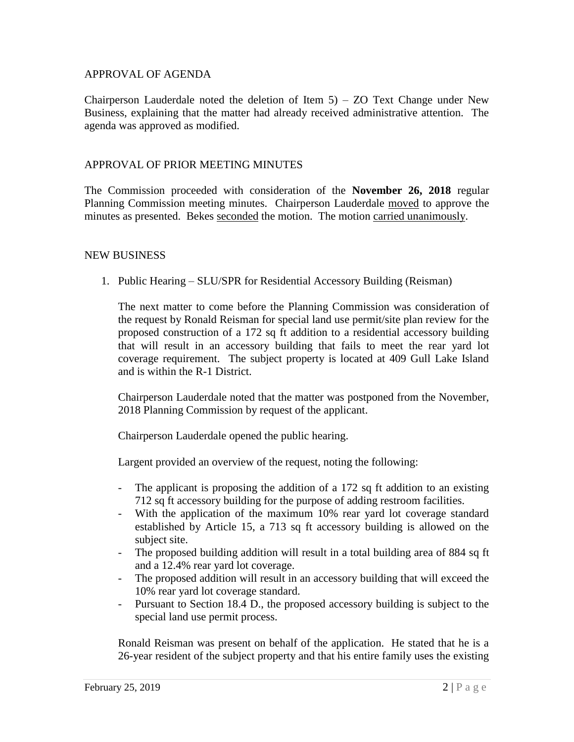## APPROVAL OF AGENDA

Chairperson Lauderdale noted the deletion of Item 5) – ZO Text Change under New Business, explaining that the matter had already received administrative attention. The agenda was approved as modified.

## APPROVAL OF PRIOR MEETING MINUTES

The Commission proceeded with consideration of the **November 26, 2018** regular Planning Commission meeting minutes. Chairperson Lauderdale moved to approve the minutes as presented. Bekes seconded the motion. The motion carried unanimously.

## NEW BUSINESS

1. Public Hearing – SLU/SPR for Residential Accessory Building (Reisman)

   The next matter to come before the Planning Commission was consideration of the request by Ronald Reisman for special land use permit/site plan review for the proposed construction of a 172 sq ft addition to a residential accessory building that will result in an accessory building that fails to meet the rear yard lot coverage requirement. The subject property is located at 409 Gull Lake Island and is within the R-1 District.

   Chairperson Lauderdale noted that the matter was postponed from the November, 2018 Planning Commission by request of the applicant.

   Chairperson Lauderdale opened the public hearing.

   Largent provided an overview of the request, noting the following:

   - The applicant is proposing the addition of a 172 sq ft addition to an existing 712 sq ft accessory building for the purpose of adding restroom facilities.
   - With the application of the maximum 10% rear yard lot coverage standard established by Article 15, a 713 sq ft accessory building is allowed on the subject site.
   - The proposed building addition will result in a total building area of 884 sq ft and a 12.4% rear yard lot coverage.
   - The proposed addition will result in an accessory building that will exceed the 10% rear yard lot coverage standard.
   - Pursuant to Section 18.4 D., the proposed accessory building is subject to the special land use permit process.

   Ronald Reisman was present on behalf of the application. He stated that he is a 26-year resident of the subject property and that his entire family uses the existing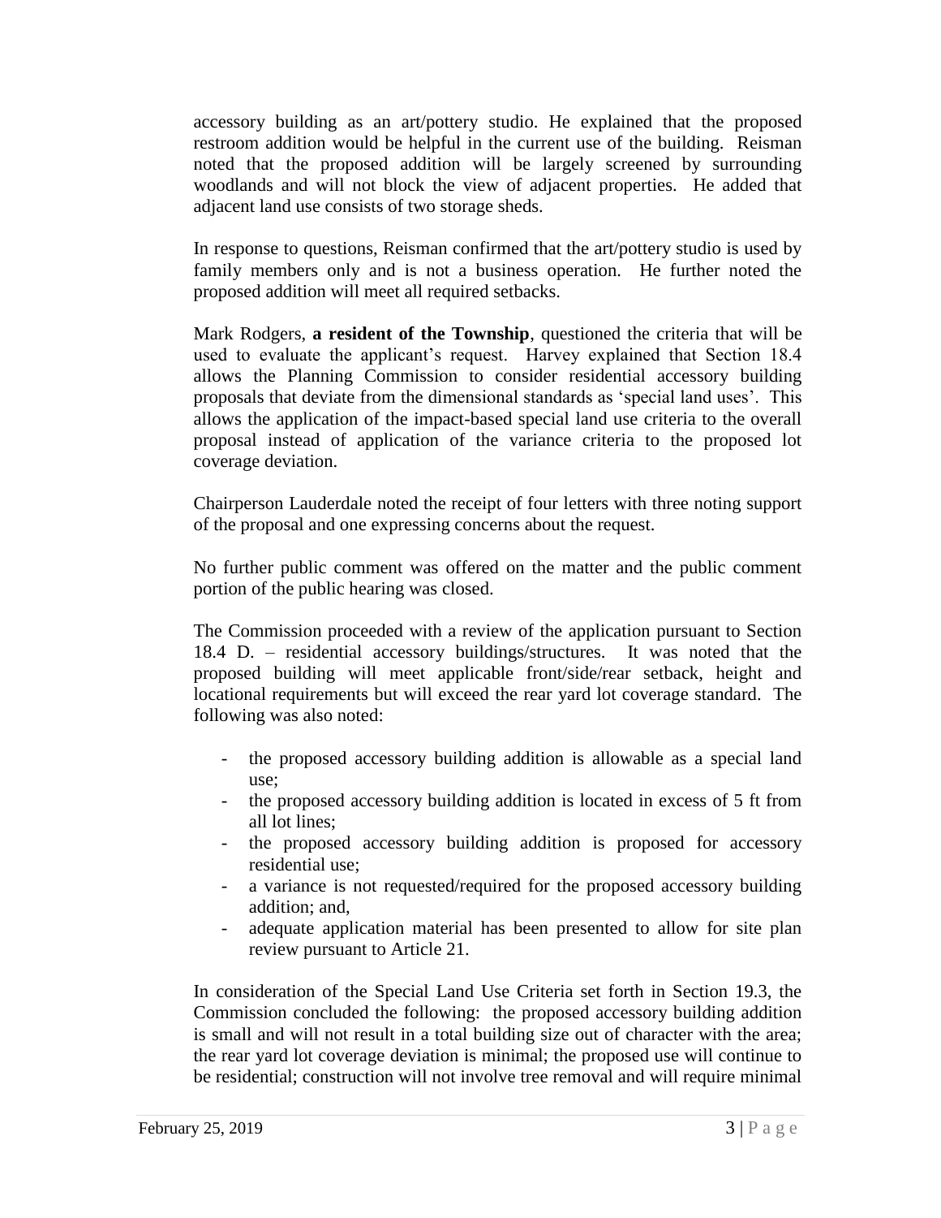accessory building as an art/pottery studio. He explained that the proposed restroom addition would be helpful in the current use of the building. Reisman noted that the proposed addition will be largely screened by surrounding woodlands and will not block the view of adjacent properties. He added that adjacent land use consists of two storage sheds.

In response to questions, Reisman confirmed that the art/pottery studio is used by family members only and is not a business operation. He further noted the proposed addition will meet all required setbacks.

Mark Rodgers, **a resident of the Township**, questioned the criteria that will be used to evaluate the applicant's request. Harvey explained that Section 18.4 allows the Planning Commission to consider residential accessory building proposals that deviate from the dimensional standards as 'special land uses'. This allows the application of the impact-based special land use criteria to the overall proposal instead of application of the variance criteria to the proposed lot coverage deviation.

Chairperson Lauderdale noted the receipt of four letters with three noting support of the proposal and one expressing concerns about the request.

No further public comment was offered on the matter and the public comment portion of the public hearing was closed.

The Commission proceeded with a review of the application pursuant to Section 18.4 D. – residential accessory buildings/structures. It was noted that the proposed building will meet applicable front/side/rear setback, height and locational requirements but will exceed the rear yard lot coverage standard. The following was also noted:

- the proposed accessory building addition is allowable as a special land use;
- the proposed accessory building addition is located in excess of 5 ft from all lot lines;
- the proposed accessory building addition is proposed for accessory residential use;
- a variance is not requested/required for the proposed accessory building addition; and,
- adequate application material has been presented to allow for site plan review pursuant to Article 21.

In consideration of the Special Land Use Criteria set forth in Section 19.3, the Commission concluded the following: the proposed accessory building addition is small and will not result in a total building size out of character with the area; the rear yard lot coverage deviation is minimal; the proposed use will continue to be residential; construction will not involve tree removal and will require minimal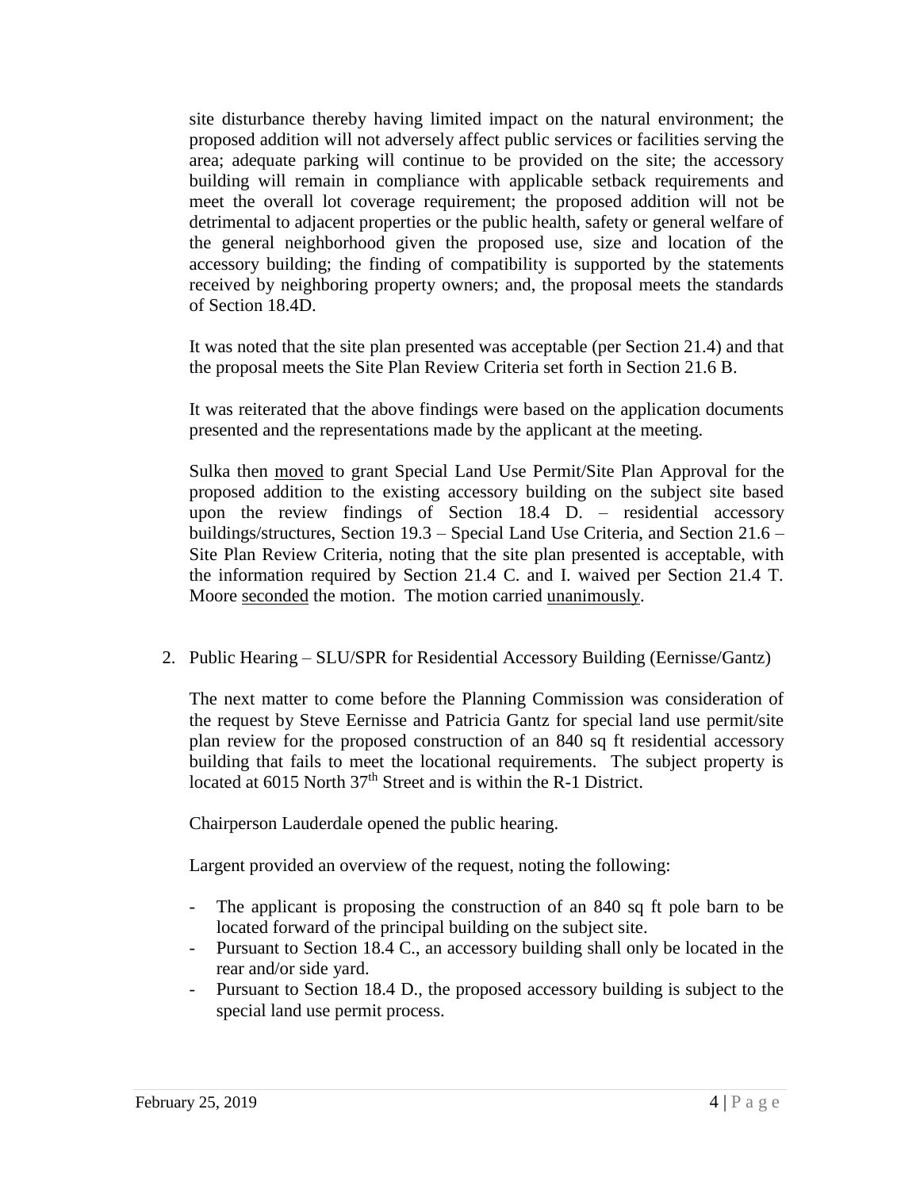site disturbance thereby having limited impact on the natural environment; the proposed addition will not adversely affect public services or facilities serving the area; adequate parking will continue to be provided on the site; the accessory building will remain in compliance with applicable setback requirements and meet the overall lot coverage requirement; the proposed addition will not be detrimental to adjacent properties or the public health, safety or general welfare of the general neighborhood given the proposed use, size and location of the accessory building; the finding of compatibility is supported by the statements received by neighboring property owners; and, the proposal meets the standards of Section 18.4D.

It was noted that the site plan presented was acceptable (per Section 21.4) and that the proposal meets the Site Plan Review Criteria set forth in Section 21.6 B.

It was reiterated that the above findings were based on the application documents presented and the representations made by the applicant at the meeting.

Sulka then moved to grant Special Land Use Permit/Site Plan Approval for the proposed addition to the existing accessory building on the subject site based upon the review findings of Section 18.4 D. – residential accessory buildings/structures, Section 19.3 – Special Land Use Criteria, and Section 21.6 – Site Plan Review Criteria, noting that the site plan presented is acceptable, with the information required by Section 21.4 C. and I. waived per Section 21.4 T. Moore seconded the motion. The motion carried unanimously.

2. Public Hearing – SLU/SPR for Residential Accessory Building (Eernisse/Gantz)

The next matter to come before the Planning Commission was consideration of the request by Steve Eernisse and Patricia Gantz for special land use permit/site plan review for the proposed construction of an 840 sq ft residential accessory building that fails to meet the locational requirements. The subject property is located at 6015 North 37th Street and is within the R-1 District.

Chairperson Lauderdale opened the public hearing.

Largent provided an overview of the request, noting the following:

- The applicant is proposing the construction of an 840 sq ft pole barn to be located forward of the principal building on the subject site.
- Pursuant to Section 18.4 C., an accessory building shall only be located in the rear and/or side yard.
- Pursuant to Section 18.4 D., the proposed accessory building is subject to the special land use permit process.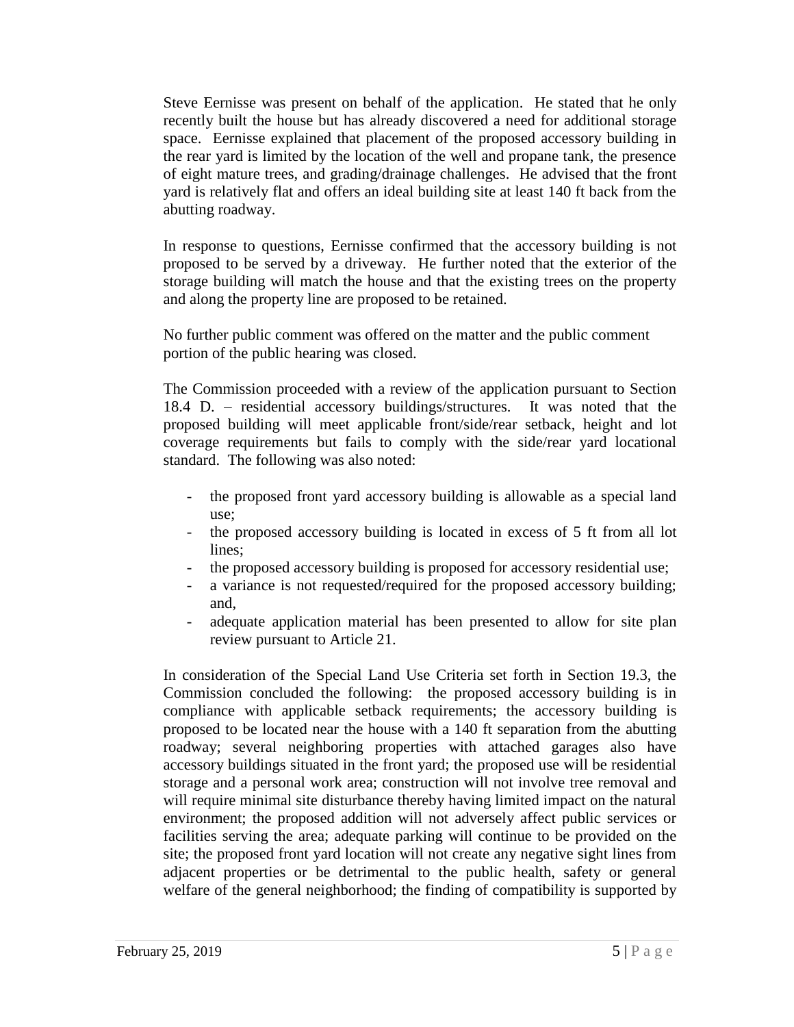Steve Eernisse was present on behalf of the application. He stated that he only recently built the house but has already discovered a need for additional storage space. Eernisse explained that placement of the proposed accessory building in the rear yard is limited by the location of the well and propane tank, the presence of eight mature trees, and grading/drainage challenges. He advised that the front yard is relatively flat and offers an ideal building site at least 140 ft back from the abutting roadway.

In response to questions, Eernisse confirmed that the accessory building is not proposed to be served by a driveway. He further noted that the exterior of the storage building will match the house and that the existing trees on the property and along the property line are proposed to be retained.

No further public comment was offered on the matter and the public comment portion of the public hearing was closed.

The Commission proceeded with a review of the application pursuant to Section 18.4 D. – residential accessory buildings/structures. It was noted that the proposed building will meet applicable front/side/rear setback, height and lot coverage requirements but fails to comply with the side/rear yard locational standard. The following was also noted:

- the proposed front yard accessory building is allowable as a special land use;
- the proposed accessory building is located in excess of 5 ft from all lot lines;
- the proposed accessory building is proposed for accessory residential use;
- a variance is not requested/required for the proposed accessory building; and,
- adequate application material has been presented to allow for site plan review pursuant to Article 21.

In consideration of the Special Land Use Criteria set forth in Section 19.3, the Commission concluded the following: the proposed accessory building is in compliance with applicable setback requirements; the accessory building is proposed to be located near the house with a 140 ft separation from the abutting roadway; several neighboring properties with attached garages also have accessory buildings situated in the front yard; the proposed use will be residential storage and a personal work area; construction will not involve tree removal and will require minimal site disturbance thereby having limited impact on the natural environment; the proposed addition will not adversely affect public services or facilities serving the area; adequate parking will continue to be provided on the site; the proposed front yard location will not create any negative sight lines from adjacent properties or be detrimental to the public health, safety or general welfare of the general neighborhood; the finding of compatibility is supported by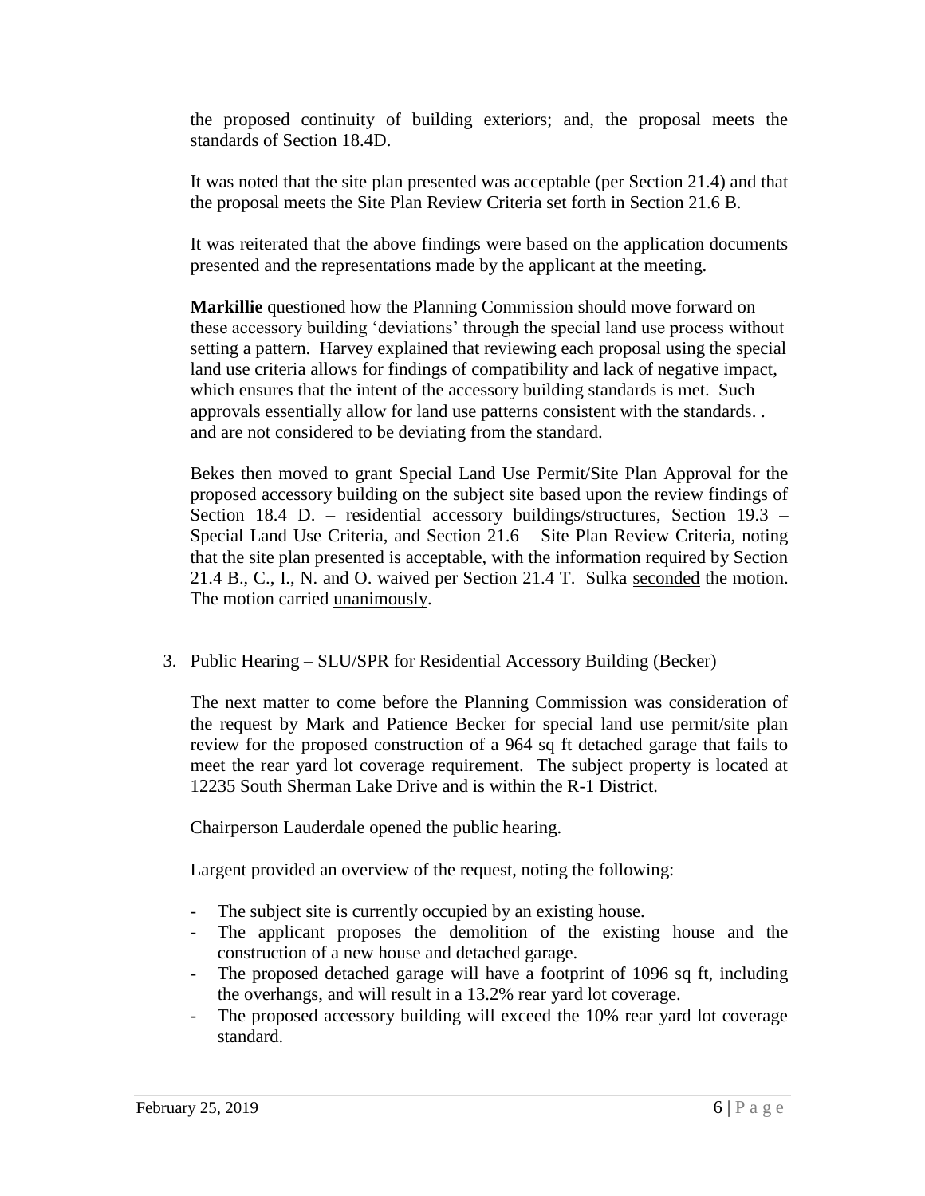the proposed continuity of building exteriors; and, the proposal meets the standards of Section 18.4D.

It was noted that the site plan presented was acceptable (per Section 21.4) and that the proposal meets the Site Plan Review Criteria set forth in Section 21.6 B.

It was reiterated that the above findings were based on the application documents presented and the representations made by the applicant at the meeting.

**Markillie** questioned how the Planning Commission should move forward on these accessory building 'deviations' through the special land use process without setting a pattern. Harvey explained that reviewing each proposal using the special land use criteria allows for findings of compatibility and lack of negative impact, which ensures that the intent of the accessory building standards is met. Such approvals essentially allow for land use patterns consistent with the standards. . and are not considered to be deviating from the standard.

Bekes then moved to grant Special Land Use Permit/Site Plan Approval for the proposed accessory building on the subject site based upon the review findings of Section 18.4 D. – residential accessory buildings/structures, Section 19.3 – Special Land Use Criteria, and Section 21.6 – Site Plan Review Criteria, noting that the site plan presented is acceptable, with the information required by Section 21.4 B., C., I., N. and O. waived per Section 21.4 T. Sulka seconded the motion. The motion carried unanimously.

3. Public Hearing – SLU/SPR for Residential Accessory Building (Becker)

   The next matter to come before the Planning Commission was consideration of the request by Mark and Patience Becker for special land use permit/site plan review for the proposed construction of a 964 sq ft detached garage that fails to meet the rear yard lot coverage requirement. The subject property is located at 12235 South Sherman Lake Drive and is within the R-1 District.

   Chairperson Lauderdale opened the public hearing.

   Largent provided an overview of the request, noting the following:

   - The subject site is currently occupied by an existing house.
   - The applicant proposes the demolition of the existing house and the construction of a new house and detached garage.
   - The proposed detached garage will have a footprint of 1096 sq ft, including the overhangs, and will result in a 13.2% rear yard lot coverage.
   - The proposed accessory building will exceed the 10% rear yard lot coverage standard.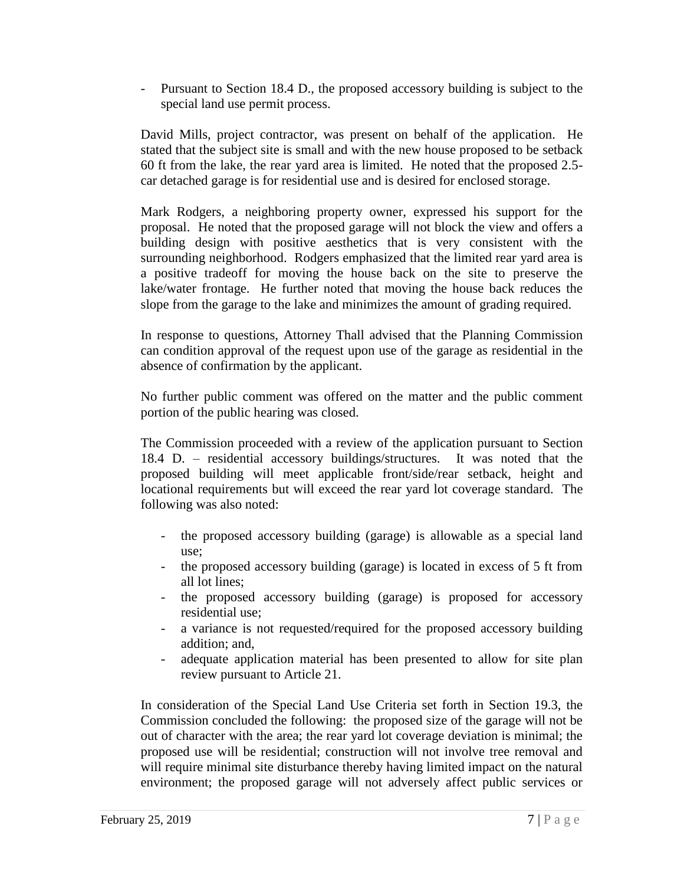- Pursuant to Section 18.4 D., the proposed accessory building is subject to the special land use permit process.

David Mills, project contractor, was present on behalf of the application. He stated that the subject site is small and with the new house proposed to be setback 60 ft from the lake, the rear yard area is limited. He noted that the proposed 2.5-car detached garage is for residential use and is desired for enclosed storage.

Mark Rodgers, a neighboring property owner, expressed his support for the proposal. He noted that the proposed garage will not block the view and offers a building design with positive aesthetics that is very consistent with the surrounding neighborhood. Rodgers emphasized that the limited rear yard area is a positive tradeoff for moving the house back on the site to preserve the lake/water frontage. He further noted that moving the house back reduces the slope from the garage to the lake and minimizes the amount of grading required.

In response to questions, Attorney Thall advised that the Planning Commission can condition approval of the request upon use of the garage as residential in the absence of confirmation by the applicant.

No further public comment was offered on the matter and the public comment portion of the public hearing was closed.

The Commission proceeded with a review of the application pursuant to Section 18.4 D. – residential accessory buildings/structures. It was noted that the proposed building will meet applicable front/side/rear setback, height and locational requirements but will exceed the rear yard lot coverage standard. The following was also noted:

- the proposed accessory building (garage) is allowable as a special land use;
- the proposed accessory building (garage) is located in excess of 5 ft from all lot lines;
- the proposed accessory building (garage) is proposed for accessory residential use;
- a variance is not requested/required for the proposed accessory building addition; and,
- adequate application material has been presented to allow for site plan review pursuant to Article 21.

In consideration of the Special Land Use Criteria set forth in Section 19.3, the Commission concluded the following: the proposed size of the garage will not be out of character with the area; the rear yard lot coverage deviation is minimal; the proposed use will be residential; construction will not involve tree removal and will require minimal site disturbance thereby having limited impact on the natural environment; the proposed garage will not adversely affect public services or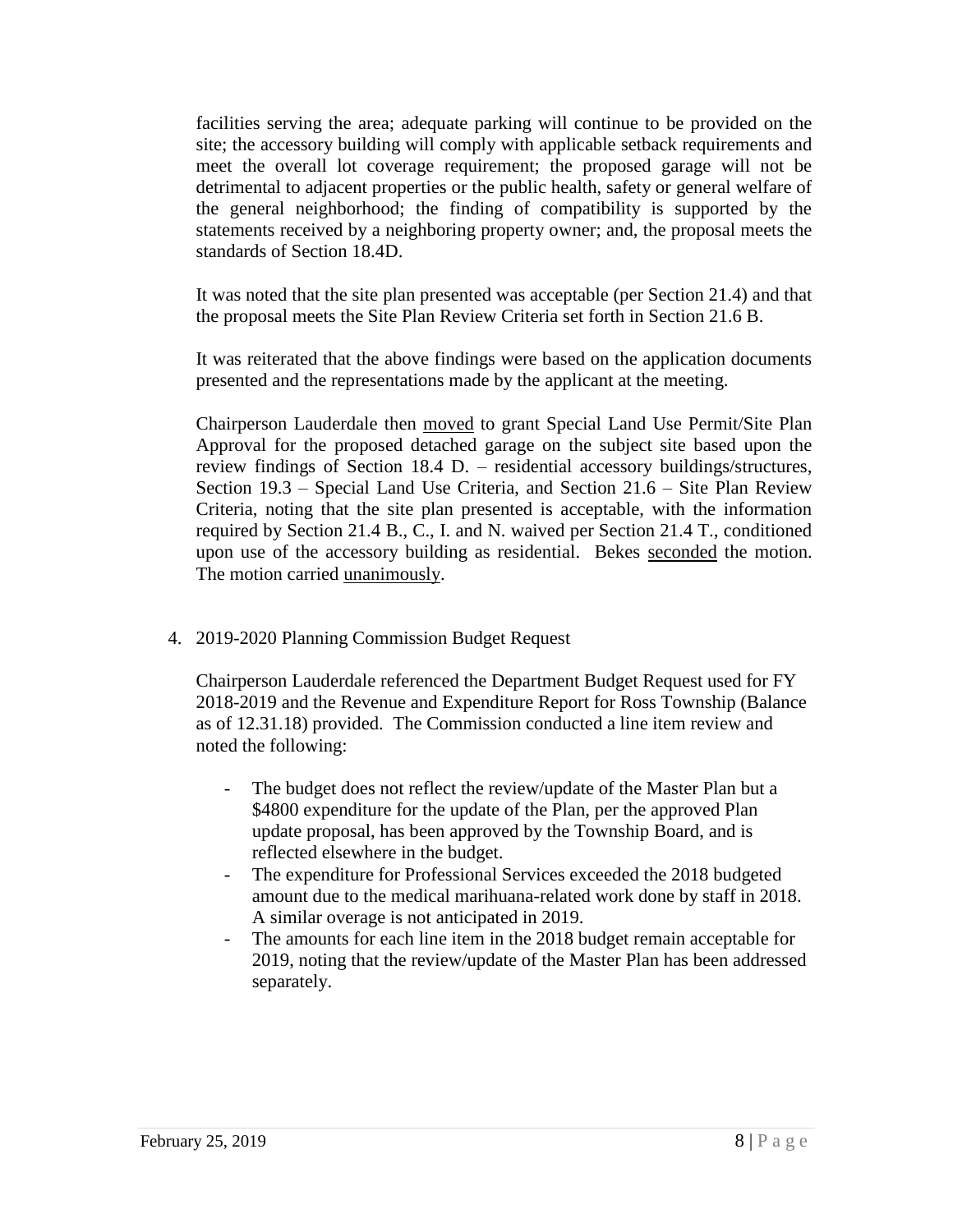facilities serving the area; adequate parking will continue to be provided on the site; the accessory building will comply with applicable setback requirements and meet the overall lot coverage requirement; the proposed garage will not be detrimental to adjacent properties or the public health, safety or general welfare of the general neighborhood; the finding of compatibility is supported by the statements received by a neighboring property owner; and, the proposal meets the standards of Section 18.4D.

It was noted that the site plan presented was acceptable (per Section 21.4) and that the proposal meets the Site Plan Review Criteria set forth in Section 21.6 B.

It was reiterated that the above findings were based on the application documents presented and the representations made by the applicant at the meeting.

Chairperson Lauderdale then moved to grant Special Land Use Permit/Site Plan Approval for the proposed detached garage on the subject site based upon the review findings of Section 18.4 D. – residential accessory buildings/structures, Section 19.3 – Special Land Use Criteria, and Section 21.6 – Site Plan Review Criteria, noting that the site plan presented is acceptable, with the information required by Section 21.4 B., C., I. and N. waived per Section 21.4 T., conditioned upon use of the accessory building as residential. Bekes seconded the motion. The motion carried unanimously.

4. 2019-2020 Planning Commission Budget Request

   Chairperson Lauderdale referenced the Department Budget Request used for FY 2018-2019 and the Revenue and Expenditure Report for Ross Township (Balance as of 12.31.18) provided. The Commission conducted a line item review and noted the following:

   - The budget does not reflect the review/update of the Master Plan but a $4800 expenditure for the update of the Plan, per the approved Plan update proposal, has been approved by the Township Board, and is reflected elsewhere in the budget.
   - The expenditure for Professional Services exceeded the 2018 budgeted amount due to the medical marihuana-related work done by staff in 2018. A similar overage is not anticipated in 2019.
   - The amounts for each line item in the 2018 budget remain acceptable for 2019, noting that the review/update of the Master Plan has been addressed separately.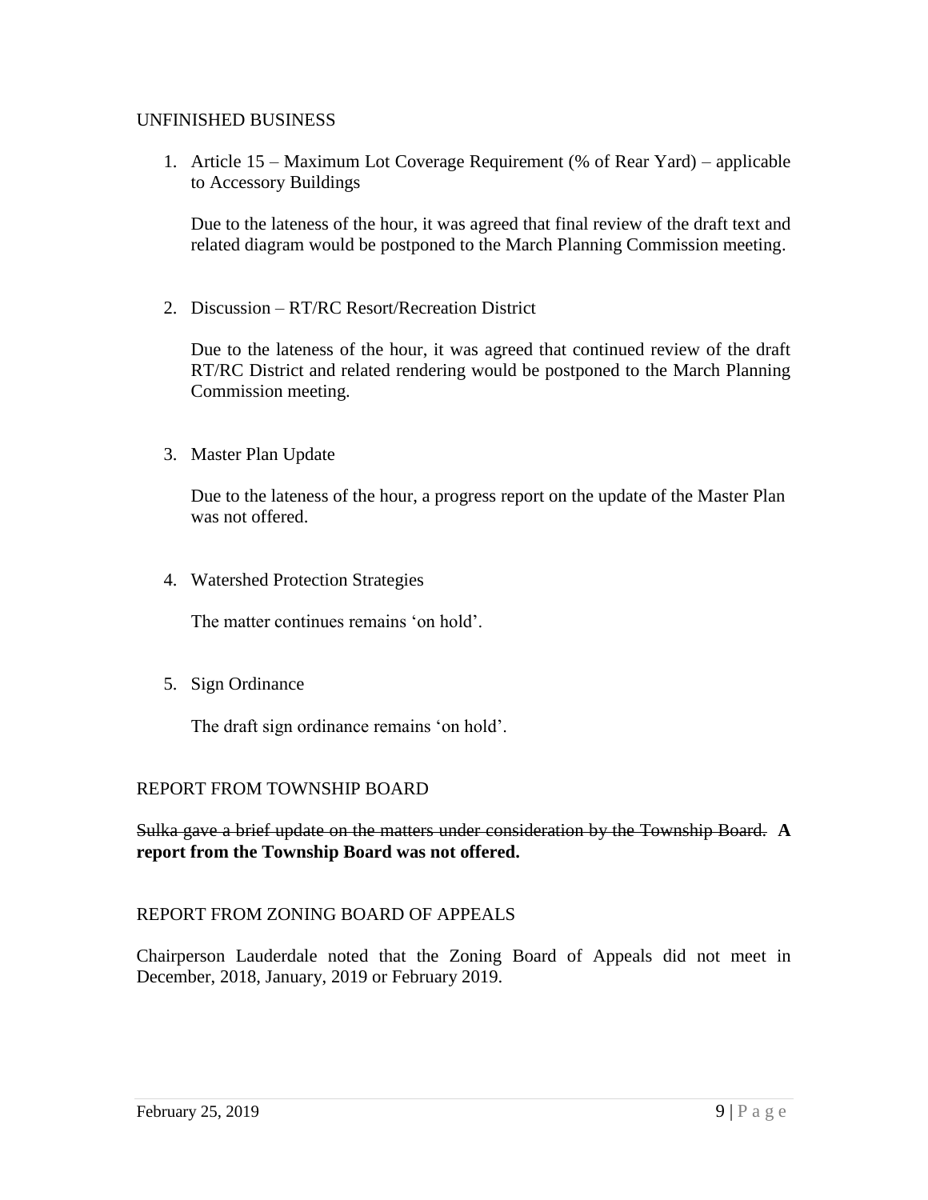UNFINISHED BUSINESS

1. Article 15 – Maximum Lot Coverage Requirement (% of Rear Yard) – applicable to Accessory Buildings

   Due to the lateness of the hour, it was agreed that final review of the draft text and related diagram would be postponed to the March Planning Commission meeting.

2. Discussion – RT/RC Resort/Recreation District

   Due to the lateness of the hour, it was agreed that continued review of the draft RT/RC District and related rendering would be postponed to the March Planning Commission meeting.

3. Master Plan Update

   Due to the lateness of the hour, a progress report on the update of the Master Plan was not offered.

4. Watershed Protection Strategies

   The matter continues remains 'on hold'.

5. Sign Ordinance

   The draft sign ordinance remains 'on hold'.

REPORT FROM TOWNSHIP BOARD

~~Sulka gave a brief update on the matters under consideration by the Township Board.~~ **A report from the Township Board was not offered.**

REPORT FROM ZONING BOARD OF APPEALS

Chairperson Lauderdale noted that the Zoning Board of Appeals did not meet in December, 2018, January, 2019 or February 2019.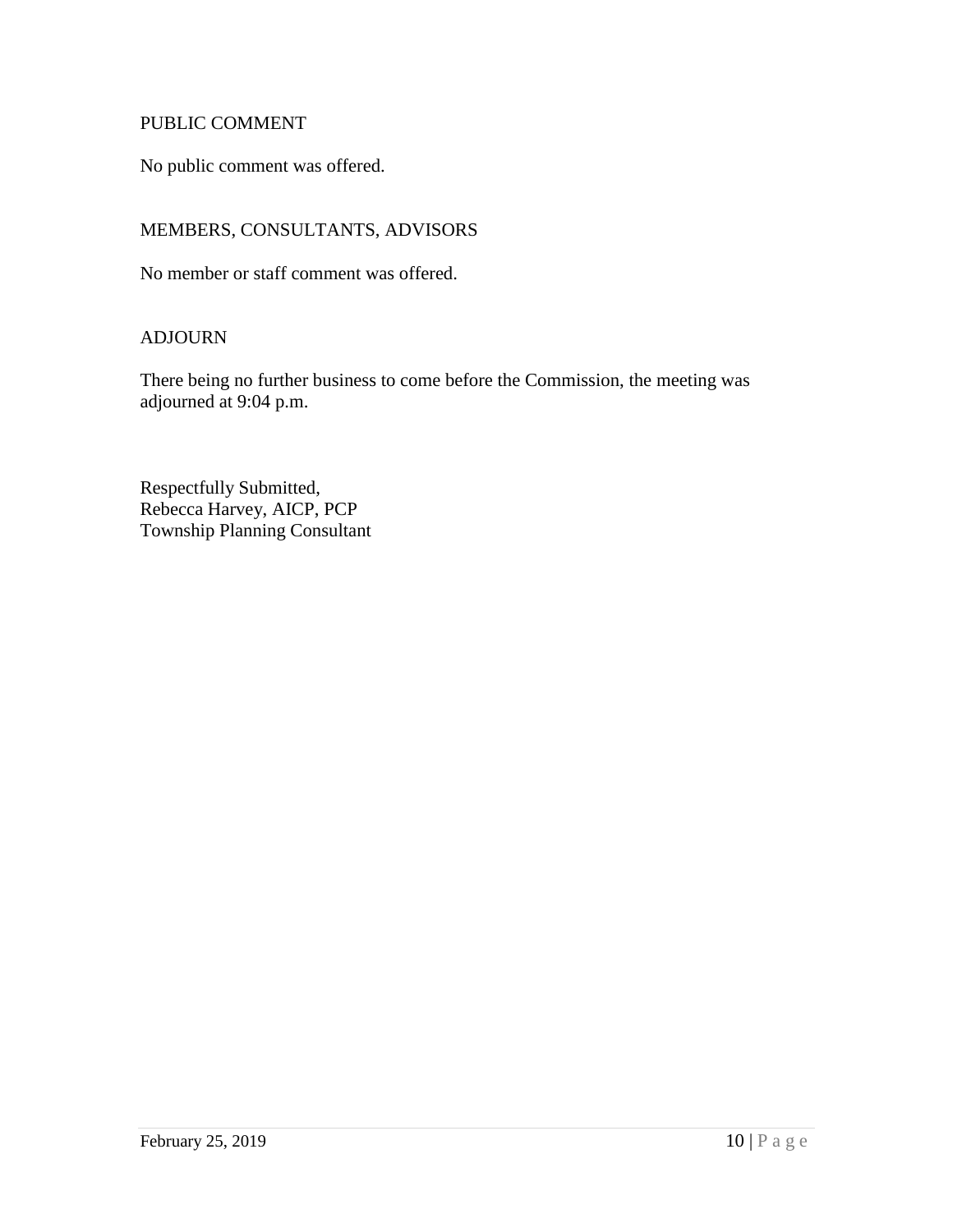## PUBLIC COMMENT

No public comment was offered.

## MEMBERS, CONSULTANTS, ADVISORS

No member or staff comment was offered.

## ADJOURN

There being no further business to come before the Commission, the meeting was adjourned at 9:04 p.m.

Respectfully Submitted,
Rebecca Harvey, AICP, PCP
Township Planning Consultant